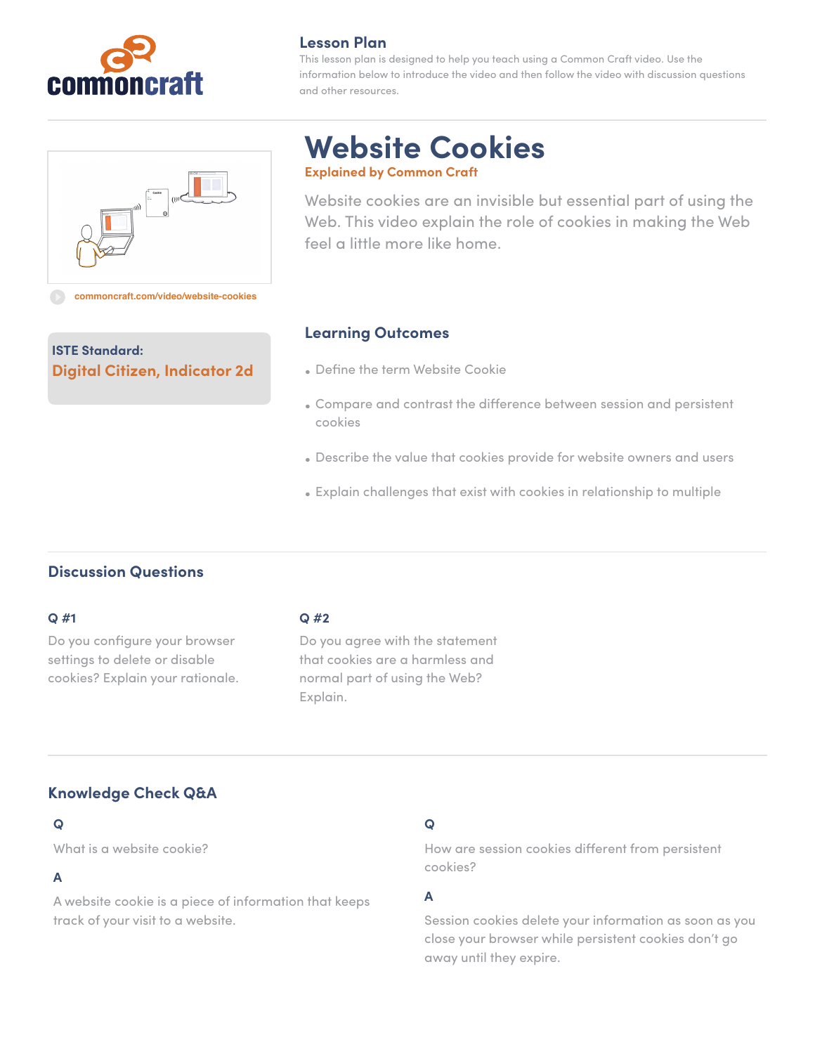commoncraft

## Lesson Plan

This lesson plan is designed to help you teach using a Common Craft video. Use the information below to introduce the video and then follow the video with discussion questions and other resources.

# Website Cookies

**Explained by Common Craft**

Website cookies are an invisible but essential part of using the Web. This video explain the role of cookies in making the Web feel a little more like home.

commoncraft.com/video/website-cookies

**ISTE Standard:**
**Digital Citizen, Indicator 2d**

## Learning Outcomes

- Define the term Website Cookie
- Compare and contrast the difference between session and persistent cookies
- Describe the value that cookies provide for website owners and users
- Explain challenges that exist with cookies in relationship to multiple

## Discussion Questions

**Q #1**

Do you configure your browser settings to delete or disable cookies? Explain your rationale.

**Q #2**

Do you agree with the statement that cookies are a harmless and normal part of using the Web? Explain.

## Knowledge Check Q&A

**Q**

What is a website cookie?

**A**

A website cookie is a piece of information that keeps track of your visit to a website.

**Q**

How are session cookies different from persistent cookies?

**A**

Session cookies delete your information as soon as you close your browser while persistent cookies don't go away until they expire.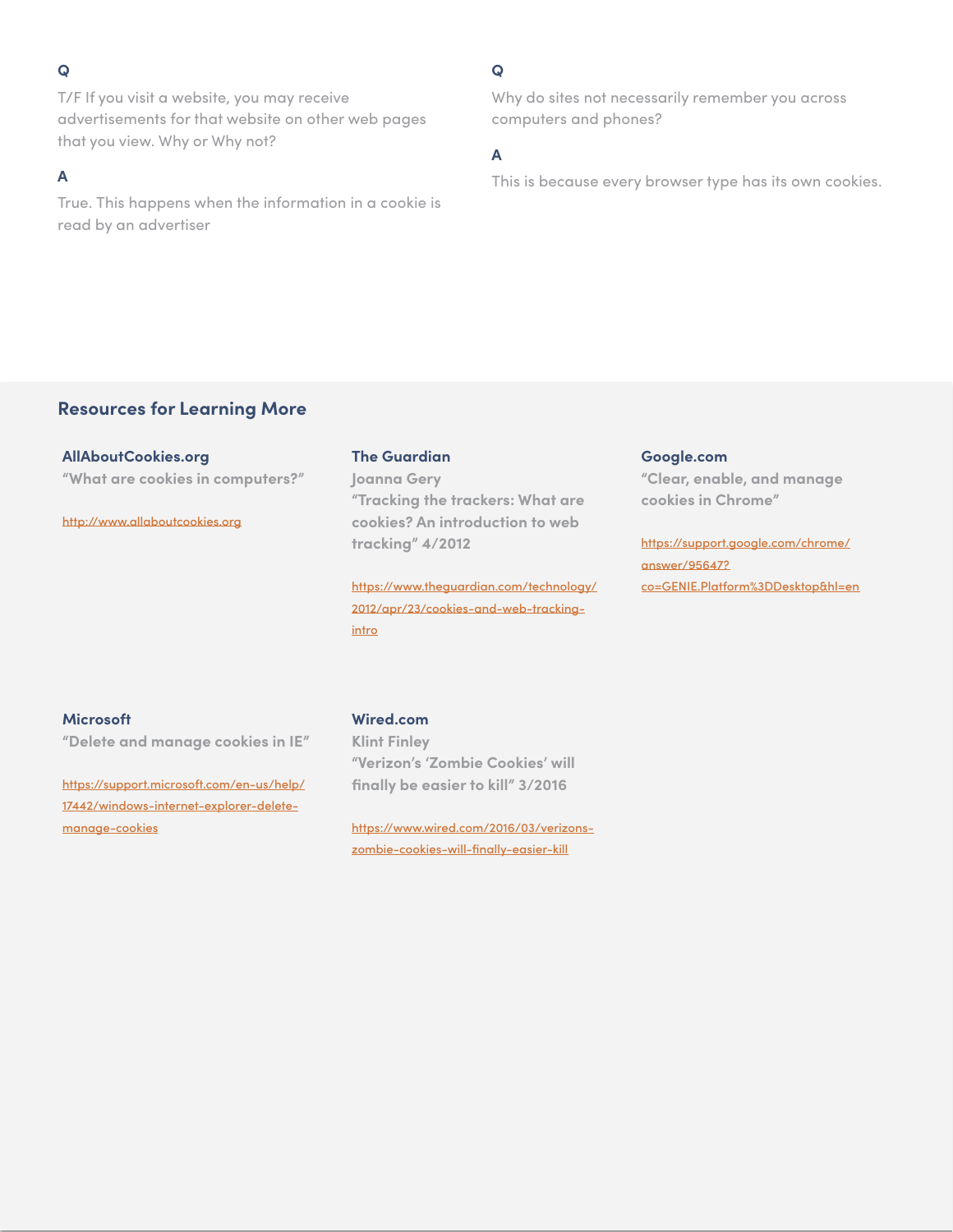**Q**

T/F If you visit a website, you may receive advertisements for that website on other web pages that you view. Why or Why not?

**A**

True. This happens when the information in a cookie is read by an advertiser

**Q**

Why do sites not necessarily remember you across computers and phones?

**A**

This is because every browser type has its own cookies.

## Resources for Learning More

**AllAboutCookies.org**
**"What are cookies in computers?"**

http://www.allaboutcookies.org

**The Guardian**
**Joanna Gery**
**"Tracking the trackers: What are cookies? An introduction to web tracking" 4/2012**

https://www.theguardian.com/technology/2012/apr/23/cookies-and-web-tracking-intro

**Google.com**
**"Clear, enable, and manage cookies in Chrome"**

https://support.google.com/chrome/answer/95647?co=GENIE.Platform%3DDesktop&hl=en

**Microsoft**
**"Delete and manage cookies in IE"**

https://support.microsoft.com/en-us/help/17442/windows-internet-explorer-delete-manage-cookies

**Wired.com**
**Klint Finley**
**"Verizon's 'Zombie Cookies' will finally be easier to kill" 3/2016**

https://www.wired.com/2016/03/verizons-zombie-cookies-will-finally-easier-kill